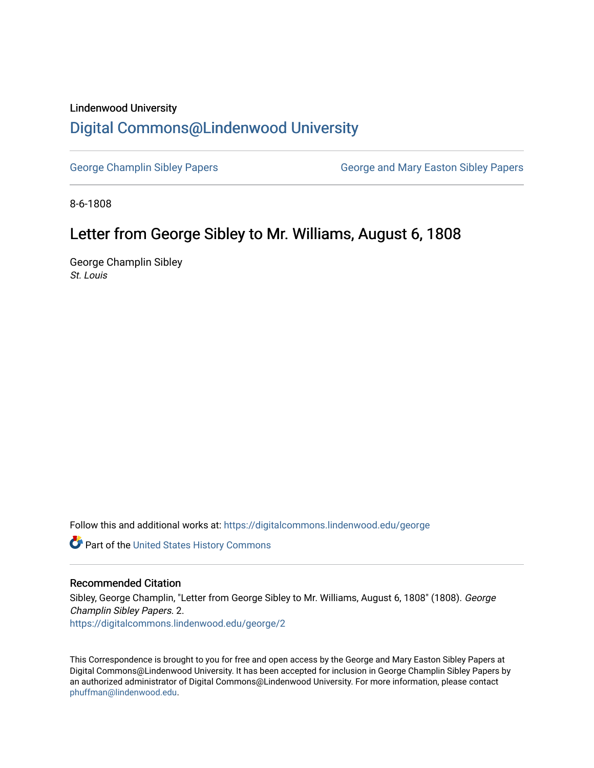Lindenwood University

# Digital Commons@Lindenwood University

George Champlin Sibley Papers | George and Mary Easton Sibley Papers

8-6-1808

## Letter from George Sibley to Mr. Williams, August 6, 1808

George Champlin Sibley
*St. Louis*

Follow this and additional works at: https://digitalcommons.lindenwood.edu/george

Part of the United States History Commons

### Recommended Citation

Sibley, George Champlin, "Letter from George Sibley to Mr. Williams, August 6, 1808" (1808). *George Champlin Sibley Papers*. 2.
https://digitalcommons.lindenwood.edu/george/2

This Correspondence is brought to you for free and open access by the George and Mary Easton Sibley Papers at Digital Commons@Lindenwood University. It has been accepted for inclusion in George Champlin Sibley Papers by an authorized administrator of Digital Commons@Lindenwood University. For more information, please contact phuffman@lindenwood.edu.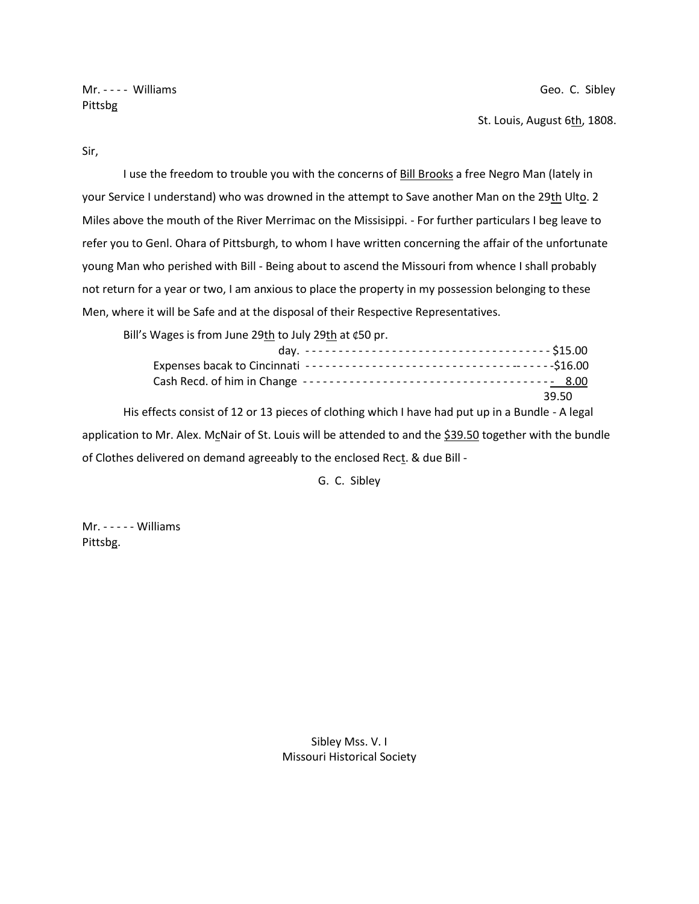Mr. - - - - Williams
Pittsbg

Geo. C. Sibley

St. Louis, August 6th, 1808.

Sir,

I use the freedom to trouble you with the concerns of Bill Brooks a free Negro Man (lately in your Service I understand) who was drowned in the attempt to Save another Man on the 29th Ulto. 2 Miles above the mouth of the River Merrimac on the Mississippi. - For further particulars I beg leave to refer you to Genl. Ohara of Pittsburgh, to whom I have written concerning the affair of the unfortunate young Man who perished with Bill - Being about to ascend the Missouri from whence I shall probably not return for a year or two, I am anxious to place the property in my possession belonging to these Men, where it will be Safe and at the disposal of their Respective Representatives.

| | |
|---|---|
| Bill's Wages is from June 29th to July 29th at ¢50 pr. day. | $15.00 |
| Expenses bacak to Cincinnati | $16.00 |
| Cash Recd. of him in Change | 8.00 |
| | 39.50 |

His effects consist of 12 or 13 pieces of clothing which I have had put up in a Bundle - A legal application to Mr. Alex. McNair of St. Louis will be attended to and the $39.50 together with the bundle of Clothes delivered on demand agreeably to the enclosed Rect. & due Bill -

G. C. Sibley

Mr. - - - - - Williams
Pittsbg.

Sibley Mss. V. I
Missouri Historical Society